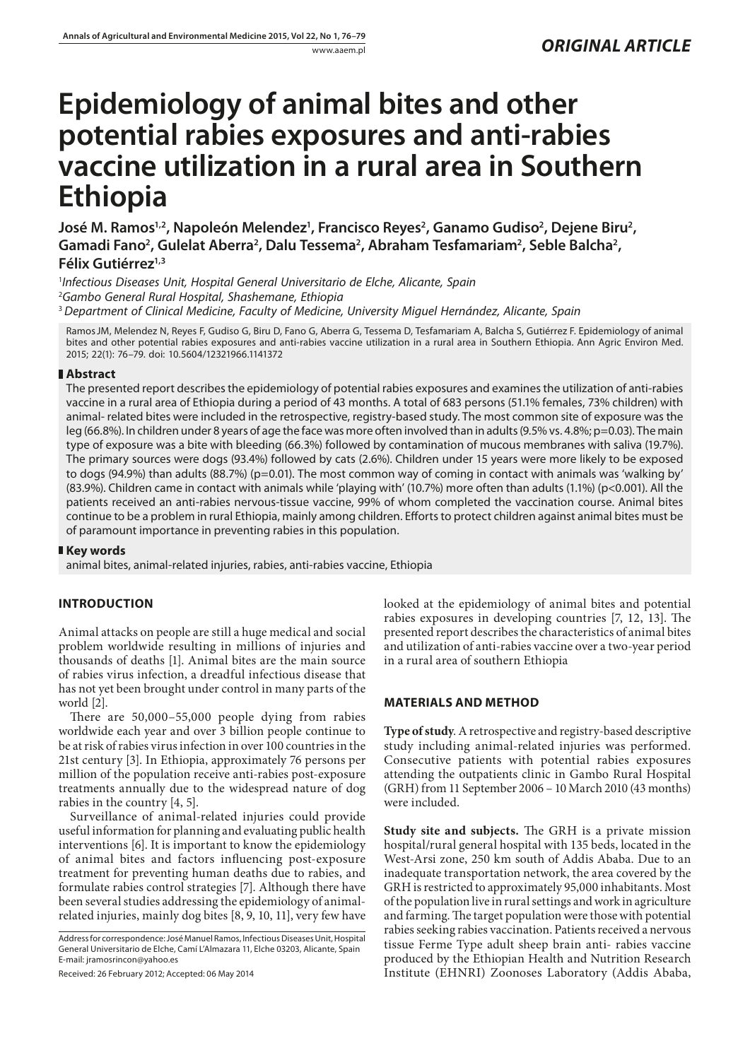ORIGINAL ARTICLE

# Epidemiology of animal bites and other potential rabies exposures and anti-rabies vaccine utilization in a rural area in Southern Ethiopia

**José M. Ramos[1,2], Napoleón Melendez[1], Francisco Reyes[2], Ganamo Gudiso[2], Dejene Biru[2], Gamadi Fano[2], Gulelat Aberra[2], Dalu Tessema[2], Abraham Tesfamariam[2], Seble Balcha[2], Félix Gutiérrez[1,3]**

[1] *Infectious Diseases Unit, Hospital General Universitario de Elche, Alicante, Spain*
[2] *Gambo General Rural Hospital, Shashemane, Ethiopia*
[3] *Department of Clinical Medicine, Faculty of Medicine, University Miguel Hernández, Alicante, Spain*

Ramos JM, Melendez N, Reyes F, Gudiso G, Biru D, Fano G, Aberra G, Tessema D, Tesfamariam A, Balcha S, Gutiérrez F. Epidemiology of animal bites and other potential rabies exposures and anti-rabies vaccine utilization in a rural area in Southern Ethiopia. Ann Agric Environ Med. 2015; 22(1): 76–79. doi: 10.5604/12321966.1141372

## Abstract

The presented report describes the epidemiology of potential rabies exposures and examines the utilization of anti-rabies vaccine in a rural area of Ethiopia during a period of 43 months. A total of 683 persons (51.1% females, 73% children) with animal- related bites were included in the retrospective, registry-based study. The most common site of exposure was the leg (66.8%). In children under 8 years of age the face was more often involved than in adults (9.5% vs. 4.8%; p=0.03). The main type of exposure was a bite with bleeding (66.3%) followed by contamination of mucous membranes with saliva (19.7%). The primary sources were dogs (93.4%) followed by cats (2.6%). Children under 15 years were more likely to be exposed to dogs (94.9%) than adults (88.7%) (p=0.01). The most common way of coming in contact with animals was 'walking by' (83.9%). Children came in contact with animals while 'playing with' (10.7%) more often than adults (1.1%) (p<0.001). All the patients received an anti-rabies nervous-tissue vaccine, 99% of whom completed the vaccination course. Animal bites continue to be a problem in rural Ethiopia, mainly among children. Efforts to protect children against animal bites must be of paramount importance in preventing rabies in this population.

## Key words

animal bites, animal-related injuries, rabies, anti-rabies vaccine, Ethiopia

## INTRODUCTION

Animal attacks on people are still a huge medical and social problem worldwide resulting in millions of injuries and thousands of deaths [1]. Animal bites are the main source of rabies virus infection, a dreadful infectious disease that has not yet been brought under control in many parts of the world [2].

There are 50,000–55,000 people dying from rabies worldwide each year and over 3 billion people continue to be at risk of rabies virus infection in over 100 countries in the 21st century [3]. In Ethiopia, approximately 76 persons per million of the population receive anti-rabies post-exposure treatments annually due to the widespread nature of dog rabies in the country [4, 5].

Surveillance of animal-related injuries could provide useful information for planning and evaluating public health interventions [6]. It is important to know the epidemiology of animal bites and factors influencing post-exposure treatment for preventing human deaths due to rabies, and formulate rabies control strategies [7]. Although there have been several studies addressing the epidemiology of animal-related injuries, mainly dog bites [8, 9, 10, 11], very few have looked at the epidemiology of animal bites and potential rabies exposures in developing countries [7, 12, 13]. The presented report describes the characteristics of animal bites and utilization of anti-rabies vaccine over a two-year period in a rural area of southern Ethiopia

Address for correspondence: José Manuel Ramos, Infectious Diseases Unit, Hospital General Universitario de Elche, Camí L'Almazara 11, Elche 03203, Alicante, Spain
E-mail: jramosrincon@yahoo.es

Received: 26 February 2012; Accepted: 06 May 2014

## MATERIALS AND METHOD

**Type of study**. A retrospective and registry-based descriptive study including animal-related injuries was performed. Consecutive patients with potential rabies exposures attending the outpatients clinic in Gambo Rural Hospital (GRH) from 11 September 2006 – 10 March 2010 (43 months) were included.

**Study site and subjects.** The GRH is a private mission hospital/rural general hospital with 135 beds, located in the West-Arsi zone, 250 km south of Addis Ababa. Due to an inadequate transportation network, the area covered by the GRH is restricted to approximately 95,000 inhabitants. Most of the population live in rural settings and work in agriculture and farming. The target population were those with potential rabies seeking rabies vaccination. Patients received a nervous tissue Ferme Type adult sheep brain anti- rabies vaccine produced by the Ethiopian Health and Nutrition Research Institute (EHNRI) Zoonoses Laboratory (Addis Ababa,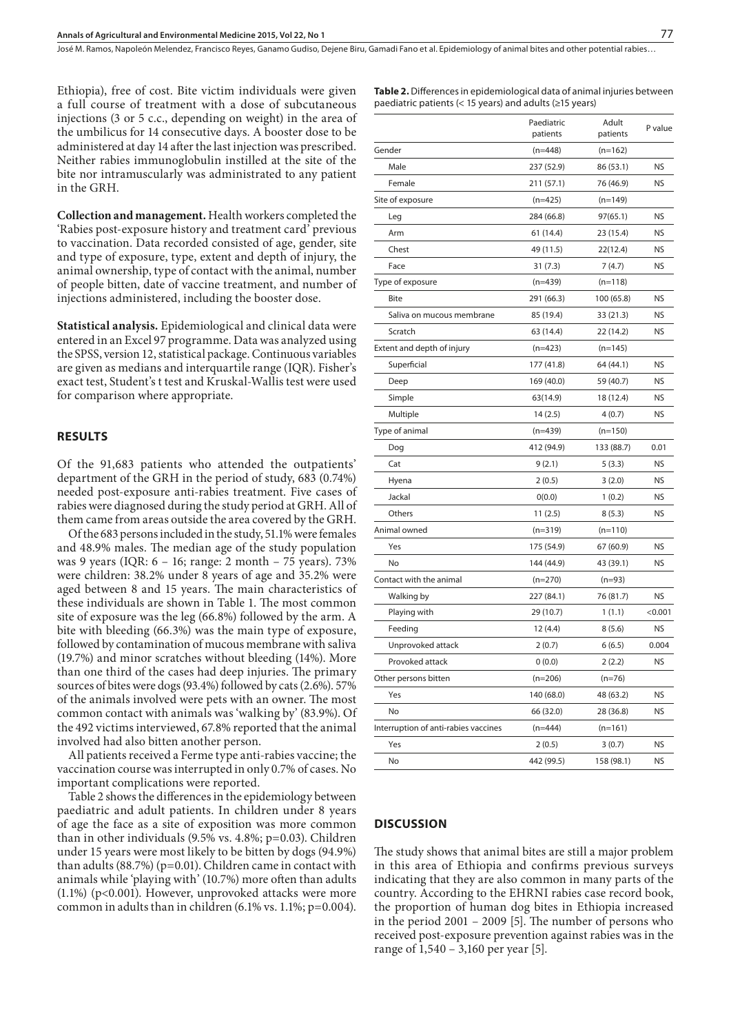Ethiopia), free of cost. Bite victim individuals were given a full course of treatment with a dose of subcutaneous injections (3 or 5 c.c., depending on weight) in the area of the umbilicus for 14 consecutive days. A booster dose to be administered at day 14 after the last injection was prescribed. Neither rabies immunoglobulin instilled at the site of the bite nor intramuscularly was administrated to any patient in the GRH.

**Collection and management.** Health workers completed the 'Rabies post-exposure history and treatment card' previous to vaccination. Data recorded consisted of age, gender, site and type of exposure, type, extent and depth of injury, the animal ownership, type of contact with the animal, number of people bitten, date of vaccine treatment, and number of injections administered, including the booster dose.

**Statistical analysis.** Epidemiological and clinical data were entered in an Excel 97 programme. Data was analyzed using the SPSS, version 12, statistical package. Continuous variables are given as medians and interquartile range (IQR). Fisher's exact test, Student's t test and Kruskal-Wallis test were used for comparison where appropriate.

## RESULTS

Of the 91,683 patients who attended the outpatients' department of the GRH in the period of study, 683 (0.74%) needed post-exposure anti-rabies treatment. Five cases of rabies were diagnosed during the study period at GRH. All of them came from areas outside the area covered by the GRH.

Of the 683 persons included in the study, 51.1% were females and 48.9% males. The median age of the study population was 9 years (IQR: 6 – 16; range: 2 month – 75 years). 73% were children: 38.2% under 8 years of age and 35.2% were aged between 8 and 15 years. The main characteristics of these individuals are shown in Table 1. The most common site of exposure was the leg (66.8%) followed by the arm. A bite with bleeding (66.3%) was the main type of exposure, followed by contamination of mucous membrane with saliva (19.7%) and minor scratches without bleeding (14%). More than one third of the cases had deep injuries. The primary sources of bites were dogs (93.4%) followed by cats (2.6%). 57% of the animals involved were pets with an owner. The most common contact with animals was 'walking by' (83.9%). Of the 492 victims interviewed, 67.8% reported that the animal involved had also bitten another person.

All patients received a Ferme type anti-rabies vaccine; the vaccination course was interrupted in only 0.7% of cases. No important complications were reported.

Table 2 shows the differences in the epidemiology between paediatric and adult patients. In children under 8 years of age the face as a site of exposition was more common than in other individuals (9.5% vs. 4.8%; p=0.03). Children under 15 years were most likely to be bitten by dogs (94.9%) than adults (88.7%) (p=0.01). Children came in contact with animals while 'playing with' (10.7%) more often than adults (1.1%) (p<0.001). However, unprovoked attacks were more common in adults than in children (6.1% vs. 1.1%; p=0.004).

**Table 2.** Differences in epidemiological data of animal injuries between paediatric patients (< 15 years) and adults (≥15 years)

| | Paediatric patients | Adult patients | P value |
|---|---|---|---|
| Gender | (n=448) | (n=162) | |
| Male | 237 (52.9) | 86 (53.1) | NS |
| Female | 211 (57.1) | 76 (46.9) | NS |
| Site of exposure | (n=425) | (n=149) | |
| Leg | 284 (66.8) | 97(65.1) | NS |
| Arm | 61 (14.4) | 23 (15.4) | NS |
| Chest | 49 (11.5) | 22(12.4) | NS |
| Face | 31 (7.3) | 7 (4.7) | NS |
| Type of exposure | (n=439) | (n=118) | |
| Bite | 291 (66.3) | 100 (65.8) | NS |
| Saliva on mucous membrane | 85 (19.4) | 33 (21.3) | NS |
| Scratch | 63 (14.4) | 22 (14.2) | NS |
| Extent and depth of injury | (n=423) | (n=145) | |
| Superficial | 177 (41.8) | 64 (44.1) | NS |
| Deep | 169 (40.0) | 59 (40.7) | NS |
| Simple | 63(14.9) | 18 (12.4) | NS |
| Multiple | 14 (2.5) | 4 (0.7) | NS |
| Type of animal | (n=439) | (n=150) | |
| Dog | 412 (94.9) | 133 (88.7) | 0.01 |
| Cat | 9 (2.1) | 5 (3.3) | NS |
| Hyena | 2 (0.5) | 3 (2.0) | NS |
| Jackal | 0(0.0) | 1 (0.2) | NS |
| Others | 11 (2.5) | 8 (5.3) | NS |
| Animal owned | (n=319) | (n=110) | |
| Yes | 175 (54.9) | 67 (60.9) | NS |
| No | 144 (44.9) | 43 (39.1) | NS |
| Contact with the animal | (n=270) | (n=93) | |
| Walking by | 227 (84.1) | 76 (81.7) | NS |
| Playing with | 29 (10.7) | 1 (1.1) | <0.001 |
| Feeding | 12 (4.4) | 8 (5.6) | NS |
| Unprovoked attack | 2 (0.7) | 6 (6.5) | 0.004 |
| Provoked attack | 0 (0.0) | 2 (2.2) | NS |
| Other persons bitten | (n=206) | (n=76) | |
| Yes | 140 (68.0) | 48 (63.2) | NS |
| No | 66 (32.0) | 28 (36.8) | NS |
| Interruption of anti-rabies vaccines | (n=444) | (n=161) | |
| Yes | 2 (0.5) | 3 (0.7) | NS |
| No | 442 (99.5) | 158 (98.1) | NS |

## DISCUSSION

The study shows that animal bites are still a major problem in this area of Ethiopia and confirms previous surveys indicating that they are also common in many parts of the country. According to the EHRNI rabies case record book, the proportion of human dog bites in Ethiopia increased in the period 2001 – 2009 [5]. The number of persons who received post-exposure prevention against rabies was in the range of 1,540 – 3,160 per year [5].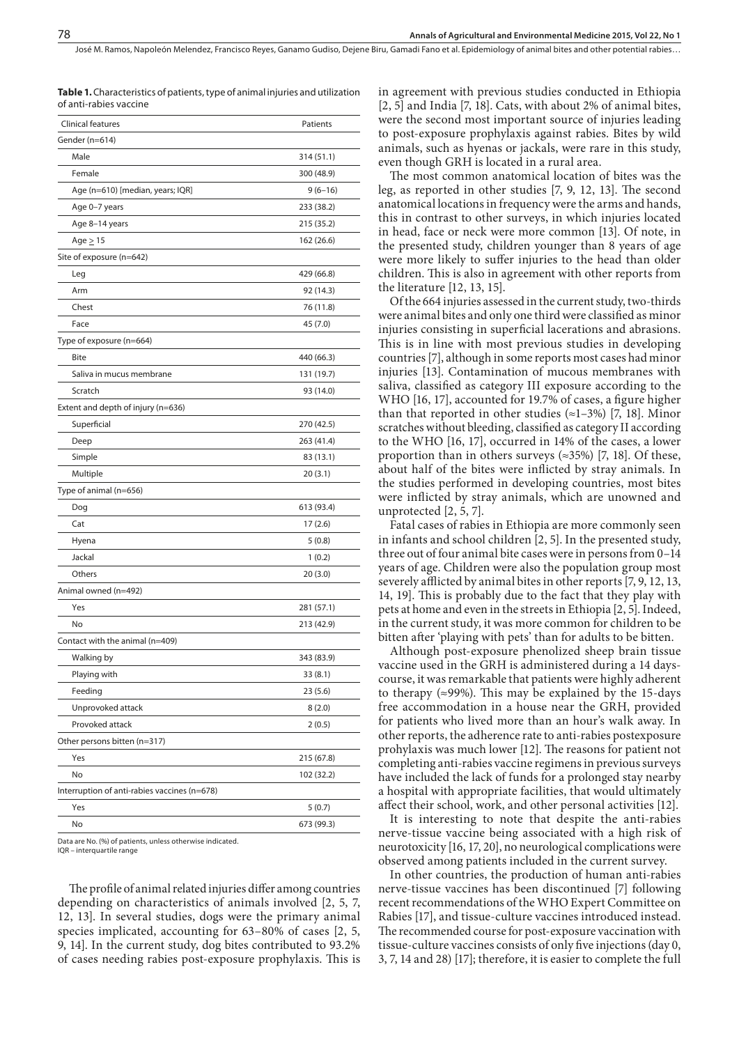**Table 1.** Characteristics of patients, type of animal injuries and utilization of anti-rabies vaccine

| Clinical features | Patients |
|---|---|
| Gender (n=614) | |
| Male | 314 (51.1) |
| Female | 300 (48.9) |
| Age (n=610) [median, years; IQR] | 9 (6–16) |
| Age 0–7 years | 233 (38.2) |
| Age 8–14 years | 215 (35.2) |
| Age $\geq$ 15 | 162 (26.6) |
| Site of exposure (n=642) | |
| Leg | 429 (66.8) |
| Arm | 92 (14.3) |
| Chest | 76 (11.8) |
| Face | 45 (7.0) |
| Type of exposure (n=664) | |
| Bite | 440 (66.3) |
| Saliva in mucus membrane | 131 (19.7) |
| Scratch | 93 (14.0) |
| Extent and depth of injury (n=636) | |
| Superficial | 270 (42.5) |
| Deep | 263 (41.4) |
| Simple | 83 (13.1) |
| Multiple | 20 (3.1) |
| Type of animal (n=656) | |
| Dog | 613 (93.4) |
| Cat | 17 (2.6) |
| Hyena | 5 (0.8) |
| Jackal | 1 (0.2) |
| Others | 20 (3.0) |
| Animal owned (n=492) | |
| Yes | 281 (57.1) |
| No | 213 (42.9) |
| Contact with the animal (n=409) | |
| Walking by | 343 (83.9) |
| Playing with | 33 (8.1) |
| Feeding | 23 (5.6) |
| Unprovoked attack | 8 (2.0) |
| Provoked attack | 2 (0.5) |
| Other persons bitten (n=317) | |
| Yes | 215 (67.8) |
| No | 102 (32.2) |
| Interruption of anti-rabies vaccines (n=678) | |
| Yes | 5 (0.7) |
| No | 673 (99.3) |

Data are No. (%) of patients, unless otherwise indicated.
IQR – interquartile range

The profile of animal related injuries differ among countries depending on characteristics of animals involved [2, 5, 7, 12, 13]. In several studies, dogs were the primary animal species implicated, accounting for 63–80% of cases [2, 5, 9, 14]. In the current study, dog bites contributed to 93.2% of cases needing rabies post-exposure prophylaxis. This is in agreement with previous studies conducted in Ethiopia [2, 5] and India [7, 18]. Cats, with about 2% of animal bites, were the second most important source of injuries leading to post-exposure prophylaxis against rabies. Bites by wild animals, such as hyenas or jackals, were rare in this study, even though GRH is located in a rural area.

The most common anatomical location of bites was the leg, as reported in other studies [7, 9, 12, 13]. The second anatomical locations in frequency were the arms and hands, this in contrast to other surveys, in which injuries located in head, face or neck were more common [13]. Of note, in the presented study, children younger than 8 years of age were more likely to suffer injuries to the head than older children. This is also in agreement with other reports from the literature [12, 13, 15].

Of the 664 injuries assessed in the current study, two-thirds were animal bites and only one third were classified as minor injuries consisting in superficial lacerations and abrasions. This is in line with most previous studies in developing countries [7], although in some reports most cases had minor injuries [13]. Contamination of mucous membranes with saliva, classified as category III exposure according to the WHO [16, 17], accounted for 19.7% of cases, a figure higher than that reported in other studies (≈1–3%) [7, 18]. Minor scratches without bleeding, classified as category II according to the WHO [16, 17], occurred in 14% of the cases, a lower proportion than in others surveys (≈35%) [7, 18]. Of these, about half of the bites were inflicted by stray animals. In the studies performed in developing countries, most bites were inflicted by stray animals, which are unowned and unprotected [2, 5, 7].

Fatal cases of rabies in Ethiopia are more commonly seen in infants and school children [2, 5]. In the presented study, three out of four animal bite cases were in persons from 0–14 years of age. Children were also the population group most severely afflicted by animal bites in other reports [7, 9, 12, 13, 14, 19]. This is probably due to the fact that they play with pets at home and even in the streets in Ethiopia [2, 5]. Indeed, in the current study, it was more common for children to be bitten after 'playing with pets' than for adults to be bitten.

Although post-exposure phenolized sheep brain tissue vaccine used in the GRH is administered during a 14 days-course, it was remarkable that patients were highly adherent to therapy (≈99%). This may be explained by the 15-days free accommodation in a house near the GRH, provided for patients who lived more than an hour's walk away. In other reports, the adherence rate to anti-rabies postexposure prohylaxis was much lower [12]. The reasons for patient not completing anti-rabies vaccine regimens in previous surveys have included the lack of funds for a prolonged stay nearby a hospital with appropriate facilities, that would ultimately affect their school, work, and other personal activities [12].

It is interesting to note that despite the anti-rabies nerve-tissue vaccine being associated with a high risk of neurotoxicity [16, 17, 20], no neurological complications were observed among patients included in the current survey.

In other countries, the production of human anti-rabies nerve-tissue vaccines has been discontinued [7] following recent recommendations of the WHO Expert Committee on Rabies [17], and tissue-culture vaccines introduced instead. The recommended course for post-exposure vaccination with tissue-culture vaccines consists of only five injections (day 0, 3, 7, 14 and 28) [17]; therefore, it is easier to complete the full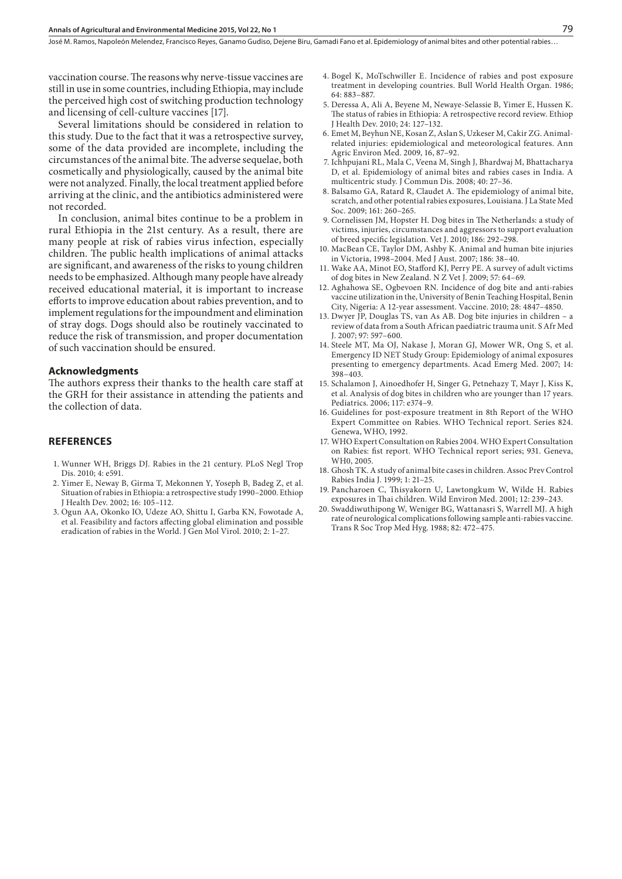vaccination course. The reasons why nerve-tissue vaccines are still in use in some countries, including Ethiopia, may include the perceived high cost of switching production technology and licensing of cell-culture vaccines [17].

Several limitations should be considered in relation to this study. Due to the fact that it was a retrospective survey, some of the data provided are incomplete, including the circumstances of the animal bite. The adverse sequelae, both cosmetically and physiologically, caused by the animal bite were not analyzed. Finally, the local treatment applied before arriving at the clinic, and the antibiotics administered were not recorded.

In conclusion, animal bites continue to be a problem in rural Ethiopia in the 21st century. As a result, there are many people at risk of rabies virus infection, especially children. The public health implications of animal attacks are significant, and awareness of the risks to young children needs to be emphasized. Although many people have already received educational material, it is important to increase efforts to improve education about rabies prevention, and to implement regulations for the impoundment and elimination of stray dogs. Dogs should also be routinely vaccinated to reduce the risk of transmission, and proper documentation of such vaccination should be ensured.

### Acknowledgments

The authors express their thanks to the health care staff at the GRH for their assistance in attending the patients and the collection of data.

## REFERENCES

1. Wunner WH, Briggs DJ. Rabies in the 21 century. PLoS Negl Trop Dis. 2010; 4: e591.
2. Yimer E, Neway B, Girma T, Mekonnen Y, Yoseph B, Badeg Z, et al. Situation of rabies in Ethiopia: a retrospective study 1990–2000. Ethiop J Health Dev. 2002; 16: 105–112.
3. Ogun AA, Okonko IO, Udeze AO, Shittu I, Garba KN, Fowotade A, et al. Feasibility and factors affecting global elimination and possible eradication of rabies in the World. J Gen Mol Virol. 2010; 2: 1–27.
4. Bogel K, MoTschwiller E. Incidence of rabies and post exposure treatment in developing countries. Bull World Health Organ. 1986; 64: 883–887.
5. Deressa A, Ali A, Beyene M, Newaye-Selassie B, Yimer E, Hussen K. The status of rabies in Ethiopia: A retrospective record review. Ethiop J Health Dev. 2010; 24: 127–132.
6. Emet M, Beyhun NE, Kosan Z, Aslan S, Uzkeser M, Cakir ZG. Animal-related injuries: epidemiological and meteorological features. Ann Agric Environ Med. 2009, 16, 87–92.
7. Ichhpujani RL, Mala C, Veena M, Singh J, Bhardwaj M, Bhattacharya D, et al. Epidemiology of animal bites and rabies cases in India. A multicentric study. J Commun Dis. 2008; 40: 27–36.
8. Balsamo GA, Ratard R, Claudet A. The epidemiology of animal bite, scratch, and other potential rabies exposures, Louisiana. J La State Med Soc. 2009; 161: 260–265.
9. Cornelissen JM, Hopster H. Dog bites in The Netherlands: a study of victims, injuries, circumstances and aggressors to support evaluation of breed specific legislation. Vet J. 2010; 186: 292–298.
10. MacBean CE, Taylor DM, Ashby K. Animal and human bite injuries in Victoria, 1998–2004. Med J Aust. 2007; 186: 38–40.
11. Wake AA, Minot EO, Stafford KJ, Perry PE. A survey of adult victims of dog bites in New Zealand. N Z Vet J. 2009; 57: 64–69.
12. Aghahowa SE, Ogbevoen RN. Incidence of dog bite and anti-rabies vaccine utilization in the, University of Benin Teaching Hospital, Benin City, Nigeria: A 12-year assessment. Vaccine. 2010; 28: 4847–4850.
13. Dwyer JP, Douglas TS, van As AB. Dog bite injuries in children – a review of data from a South African paediatric trauma unit. S Afr Med J. 2007; 97: 597–600.
14. Steele MT, Ma OJ, Nakase J, Moran GJ, Mower WR, Ong S, et al. Emergency ID NET Study Group: Epidemiology of animal exposures presenting to emergency departments. Acad Emerg Med. 2007; 14: 398–403.
15. Schalamon J, Ainoedhofer H, Singer G, Petnehazy T, Mayr J, Kiss K, et al. Analysis of dog bites in children who are younger than 17 years. Pediatrics. 2006; 117: e374–9.
16. Guidelines for post-exposure treatment in 8th Report of the WHO Expert Committee on Rabies. WHO Technical report. Series 824. Genewa, WHO, 1992.
17. WHO Expert Consultation on Rabies 2004. WHO Expert Consultation on Rabies: fist report. WHO Technical report series; 931. Geneva, WH0, 2005.
18. Ghosh TK. A study of animal bite cases in children. Assoc Prev Control Rabies India J. 1999; 1: 21–25.
19. Pancharoen C, Thisyakorn U, Lawtongkum W, Wilde H. Rabies exposures in Thai children. Wild Environ Med. 2001; 12: 239–243.
20. Swaddiwuthipong W, Weniger BG, Wattanasri S, Warrell MJ. A high rate of neurological complications following sample anti-rabies vaccine. Trans R Soc Trop Med Hyg. 1988; 82: 472–475.